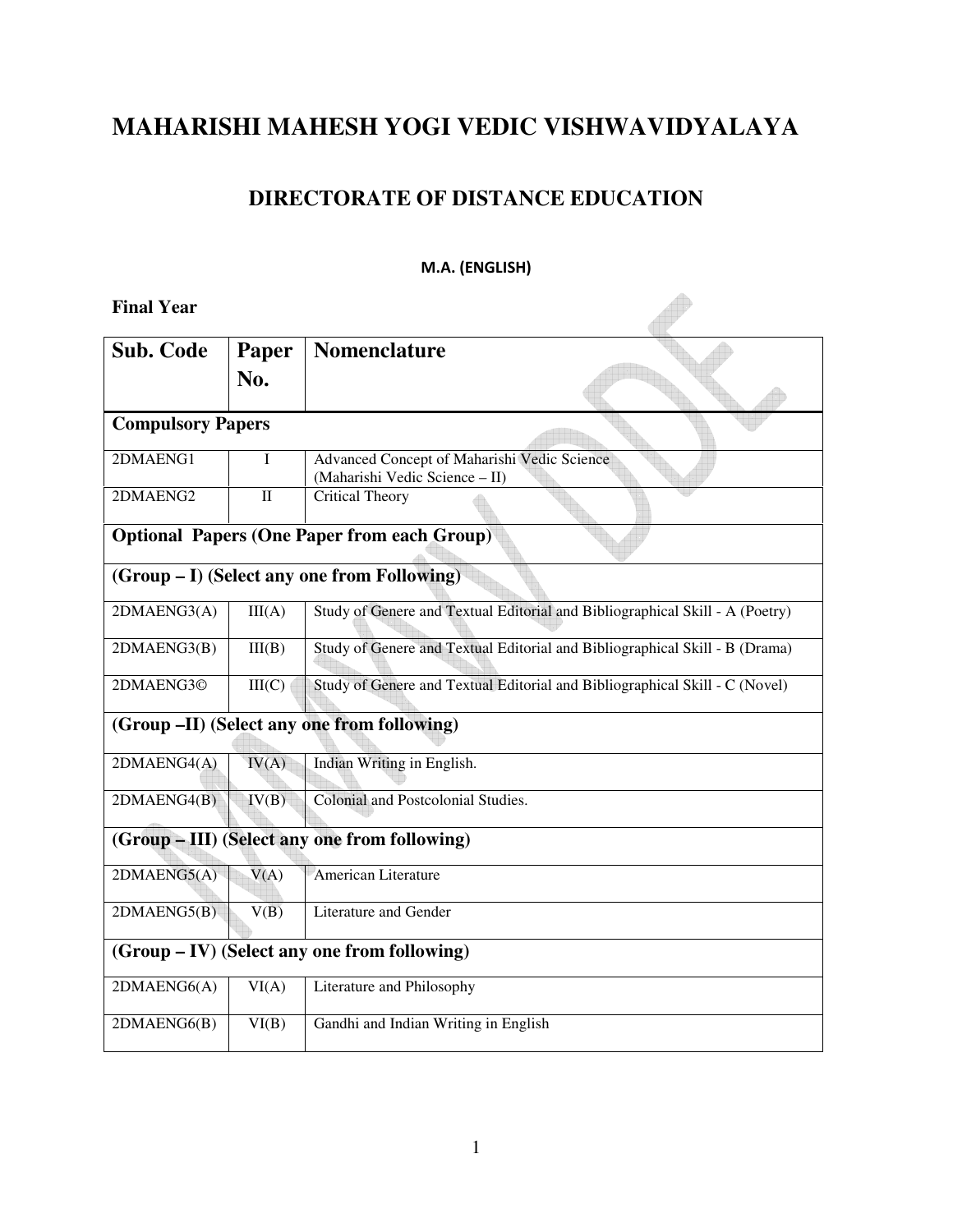# MAHARISHI MAHESH YOGI VEDIC VISHWAVIDYALAYA

## DIRECTORATE OF DISTANCE EDUCATION

### M.A. (ENGLISH)

**Final Year**

| Sub. Code | Paper No. | Nomenclature |
|---|---|---|
| **Compulsory Papers** | | |
| 2DMAENG1 | I | Advanced Concept of Maharishi Vedic Science (Maharishi Vedic Science – II) |
| 2DMAENG2 | II | Critical Theory |
| **Optional Papers (One Paper from each Group)** | | |
| **(Group – I) (Select any one from Following)** | | |
| 2DMAENG3(A) | III(A) | Study of Genere and Textual Editorial and Bibliographical Skill - A (Poetry) |
| 2DMAENG3(B) | III(B) | Study of Genere and Textual Editorial and Bibliographical Skill - B (Drama) |
| 2DMAENG3© | III(C) | Study of Genere and Textual Editorial and Bibliographical Skill - C (Novel) |
| **(Group –II) (Select any one from following)** | | |
| 2DMAENG4(A) | IV(A) | Indian Writing in English. |
| 2DMAENG4(B) | IV(B) | Colonial and Postcolonial Studies. |
| **(Group – III) (Select any one from following)** | | |
| 2DMAENG5(A) | V(A) | American Literature |
| 2DMAENG5(B) | V(B) | Literature and Gender |
| **(Group – IV) (Select any one from following)** | | |
| 2DMAENG6(A) | VI(A) | Literature and Philosophy |
| 2DMAENG6(B) | VI(B) | Gandhi and Indian Writing in English |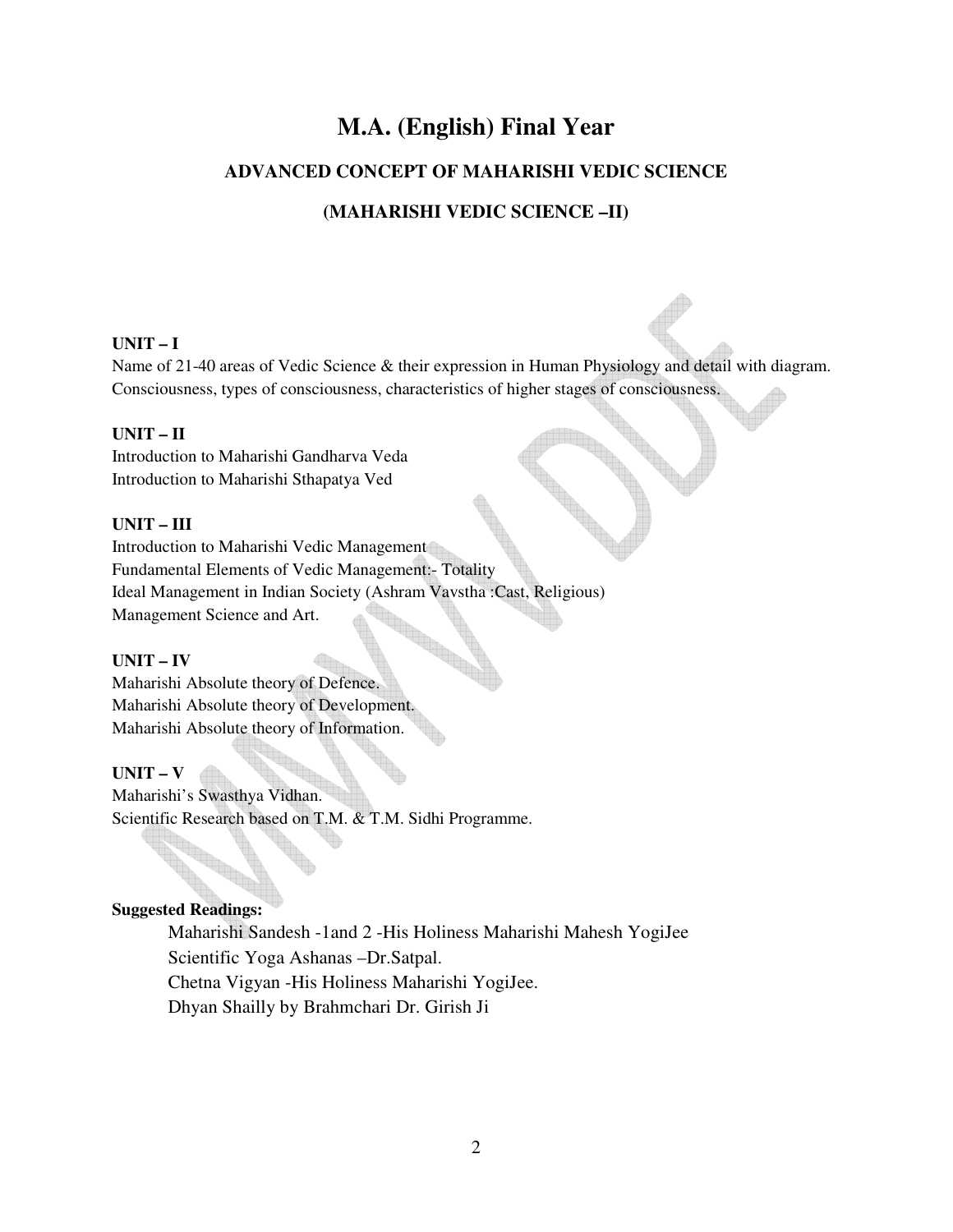# M.A. (English) Final Year

## ADVANCED CONCEPT OF MAHARISHI VEDIC SCIENCE

## (MAHARISHI VEDIC SCIENCE –II)

**UNIT – I**

Name of 21-40 areas of Vedic Science & their expression in Human Physiology and detail with diagram.
Consciousness, types of consciousness, characteristics of higher stages of consciousness.

**UNIT – II**

Introduction to Maharishi Gandharva Veda
Introduction to Maharishi Sthapatya Ved

**UNIT – III**

Introduction to Maharishi Vedic Management
Fundamental Elements of Vedic Management:- Totality
Ideal Management in Indian Society (Ashram Vavstha :Cast, Religious)
Management Science and Art.

**UNIT – IV**

Maharishi Absolute theory of Defence.
Maharishi Absolute theory of Development.
Maharishi Absolute theory of Information.

**UNIT – V**

Maharishi's Swasthya Vidhan.
Scientific Research based on T.M. & T.M. Sidhi Programme.

**Suggested Readings:**

Maharishi Sandesh -1and 2 -His Holiness Maharishi Mahesh YogiJee
Scientific Yoga Ashanas –Dr.Satpal.
Chetna Vigyan -His Holiness Maharishi YogiJee.
Dhyan Shailly by Brahmchari Dr. Girish Ji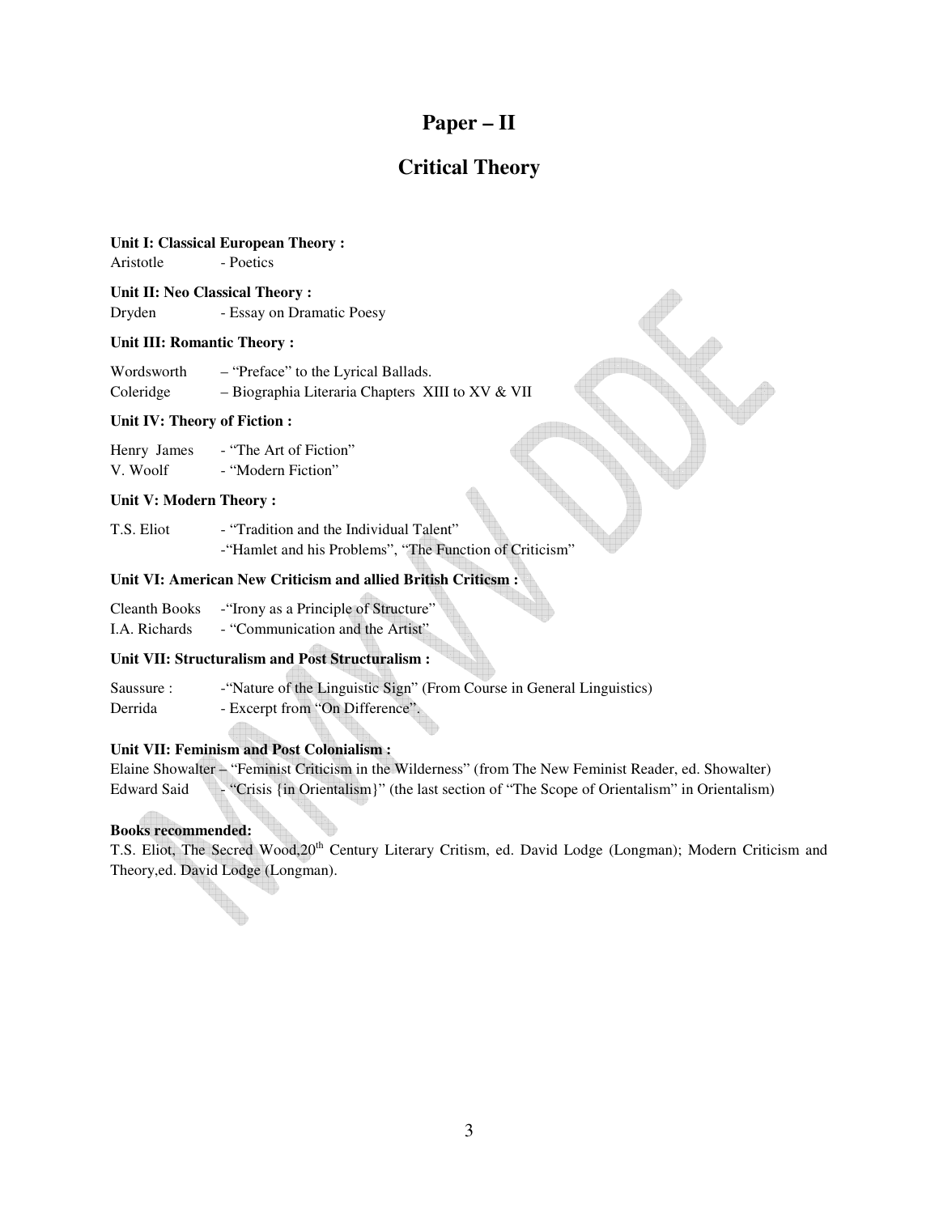# Paper – II

## Critical Theory

**Unit I: Classical European Theory :**
Aristotle - Poetics

**Unit II: Neo Classical Theory :**
Dryden - Essay on Dramatic Poesy

**Unit III: Romantic Theory :**

Wordsworth – "Preface" to the Lyrical Ballads.
Coleridge – Biographia Literaria Chapters XIII to XV & VII

**Unit IV: Theory of Fiction :**

Henry James - "The Art of Fiction"
V. Woolf - "Modern Fiction"

**Unit V: Modern Theory :**

T.S. Eliot - "Tradition and the Individual Talent"
-"Hamlet and his Problems", "The Function of Criticism"

**Unit VI: American New Criticism and allied British Criticsm :**

Cleanth Books -"Irony as a Principle of Structure"
I.A. Richards - "Communication and the Artist"

**Unit VII: Structuralism and Post Structuralism :**

Saussure : -"Nature of the Linguistic Sign" (From Course in General Linguistics)
Derrida - Excerpt from "On Difference".

**Unit VII: Feminism and Post Colonialism :**
Elaine Showalter – "Feminist Criticism in the Wilderness" (from The New Feminist Reader, ed. Showalter)
Edward Said - "Crisis {in Orientalism}" (the last section of "The Scope of Orientalism" in Orientalism)

**Books recommended:**
T.S. Eliot, The Secred Wood,20th Century Literary Critism, ed. David Lodge (Longman); Modern Criticism and Theory,ed. David Lodge (Longman).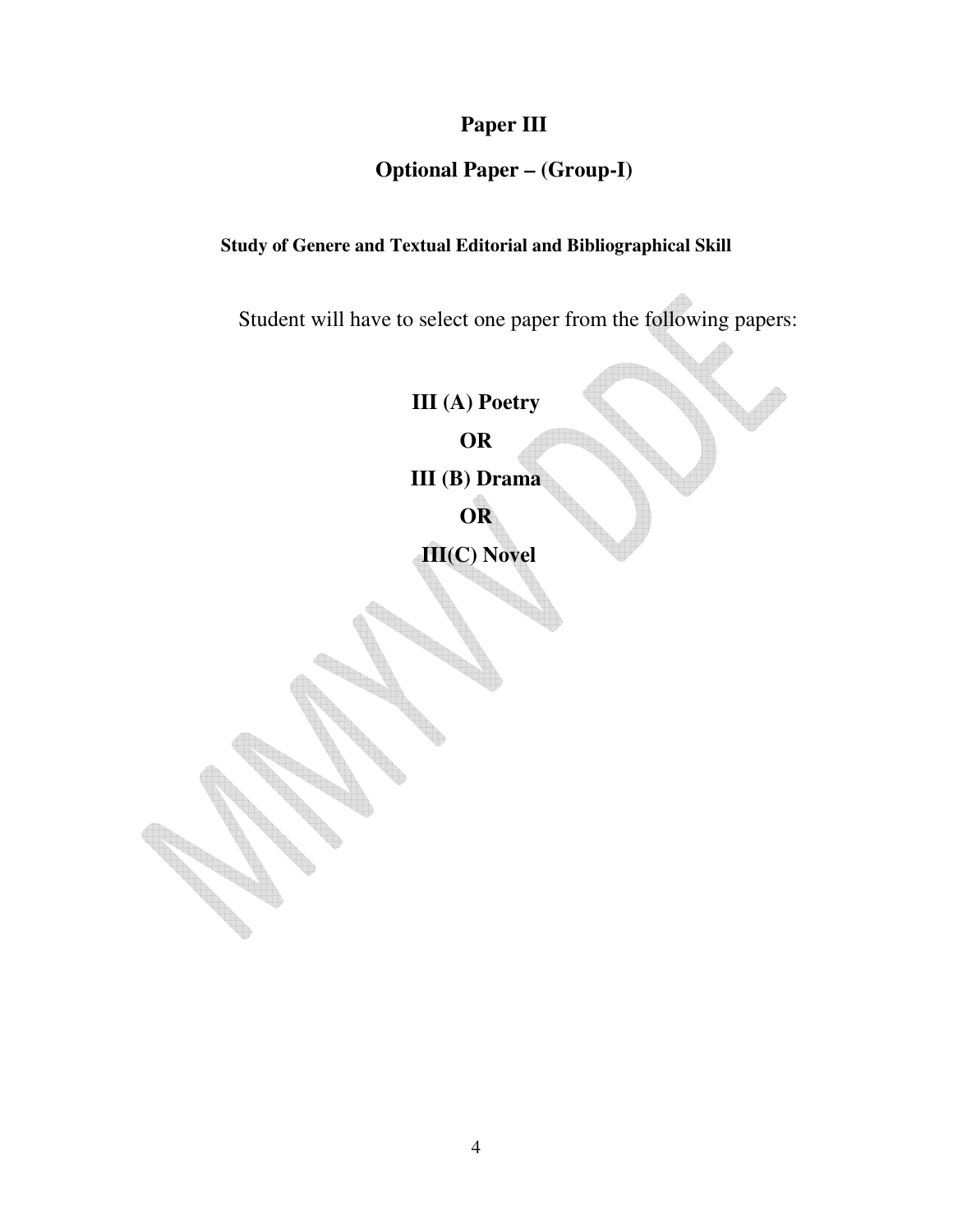# Paper III

## Optional Paper – (Group-I)

**Study of Genere and Textual Editorial and Bibliographical Skill**

Student will have to select one paper from the following papers:

**III (A) Poetry**

**OR**

**III (B) Drama**

**OR**

**III(C) Novel**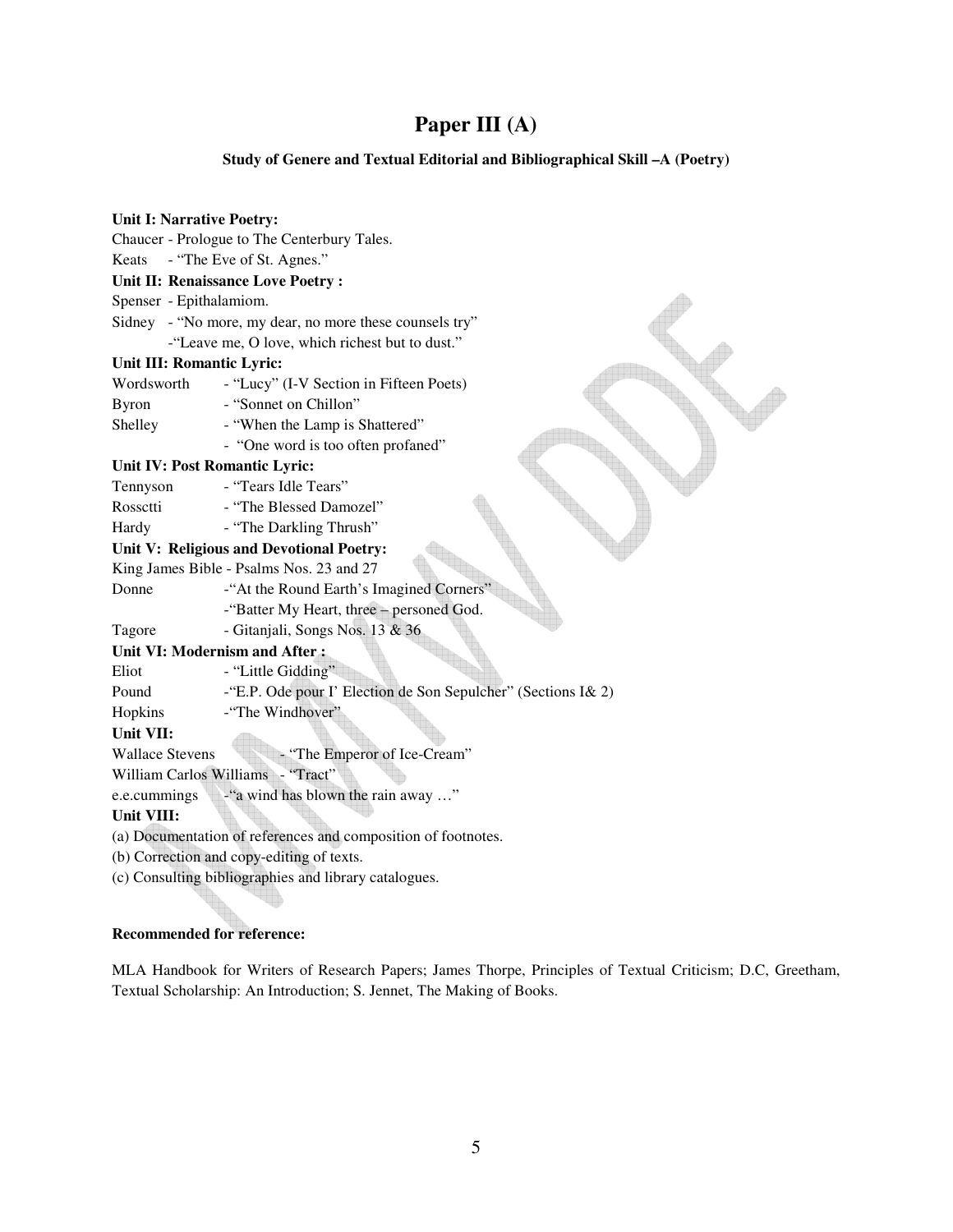# Paper III (A)

**Study of Genere and Textual Editorial and Bibliographical Skill –A (Poetry)**

**Unit I: Narrative Poetry:**

Chaucer - Prologue to The Centerbury Tales.

Keats - "The Eve of St. Agnes."

**Unit II: Renaissance Love Poetry :**

Spenser - Epithalamiom.

Sidney - "No more, my dear, no more these counsels try"

-"Leave me, O love, which richest but to dust."

**Unit III: Romantic Lyric:**

Wordsworth - "Lucy" (I-V Section in Fifteen Poets)

Byron - "Sonnet on Chillon"

Shelley - "When the Lamp is Shattered"

- "One word is too often profaned"

**Unit IV: Post Romantic Lyric:**

Tennyson - "Tears Idle Tears"

Rossctti - "The Blessed Damozel"

Hardy - "The Darkling Thrush"

**Unit V: Religious and Devotional Poetry:**

King James Bible - Psalms Nos. 23 and 27

Donne -"At the Round Earth's Imagined Corners"

-"Batter My Heart, three – personed God.

Tagore - Gitanjali, Songs Nos. 13 & 36

**Unit VI: Modernism and After :**

Eliot - "Little Gidding"

Pound -"E.P. Ode pour I' Election de Son Sepulcher" (Sections I& 2)

Hopkins -"The Windhover"

**Unit VII:**

Wallace Stevens - "The Emperor of Ice-Cream"

William Carlos Williams - "Tract"

e.e.cummings -"a wind has blown the rain away …"

**Unit VIII:**

(a) Documentation of references and composition of footnotes.

(b) Correction and copy-editing of texts.

(c) Consulting bibliographies and library catalogues.

**Recommended for reference:**

MLA Handbook for Writers of Research Papers; James Thorpe, Principles of Textual Criticism; D.C, Greetham, Textual Scholarship: An Introduction; S. Jennet, The Making of Books.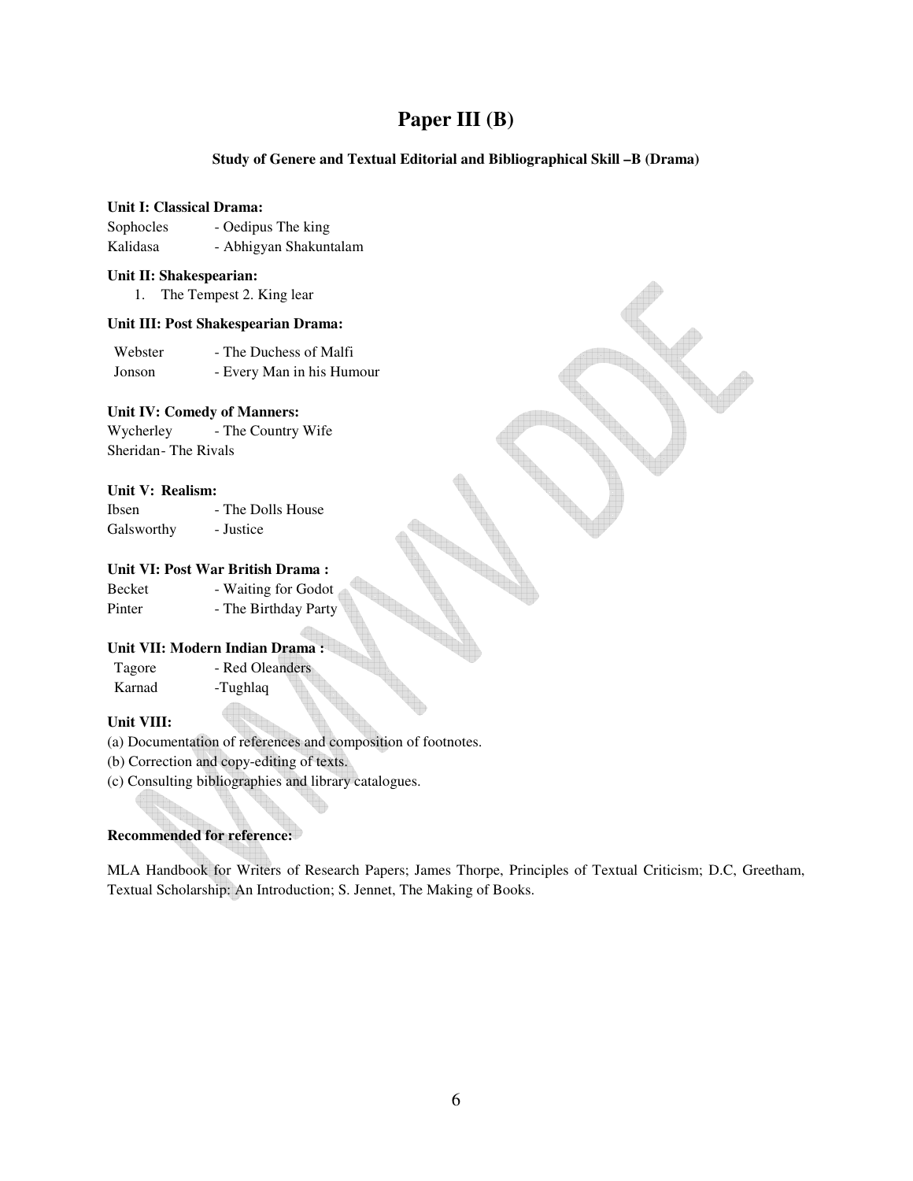# Paper III (B)

**Study of Genere and Textual Editorial and Bibliographical Skill –B (Drama)**

**Unit I: Classical Drama:**

Sophocles - Oedipus The king
Kalidasa - Abhigyan Shakuntalam

**Unit II: Shakespearian:**

1. The Tempest 2. King lear

**Unit III: Post Shakespearian Drama:**

Webster - The Duchess of Malfi
Jonson - Every Man in his Humour

**Unit IV: Comedy of Manners:**

Wycherley - The Country Wife
Sheridan- The Rivals

**Unit V: Realism:**

Ibsen - The Dolls House
Galsworthy - Justice

**Unit VI: Post War British Drama :**

Becket - Waiting for Godot
Pinter - The Birthday Party

**Unit VII: Modern Indian Drama :**

Tagore - Red Oleanders
Karnad -Tughlaq

**Unit VIII:**

(a) Documentation of references and composition of footnotes.
(b) Correction and copy-editing of texts.
(c) Consulting bibliographies and library catalogues.

**Recommended for reference:**

MLA Handbook for Writers of Research Papers; James Thorpe, Principles of Textual Criticism; D.C, Greetham, Textual Scholarship: An Introduction; S. Jennet, The Making of Books.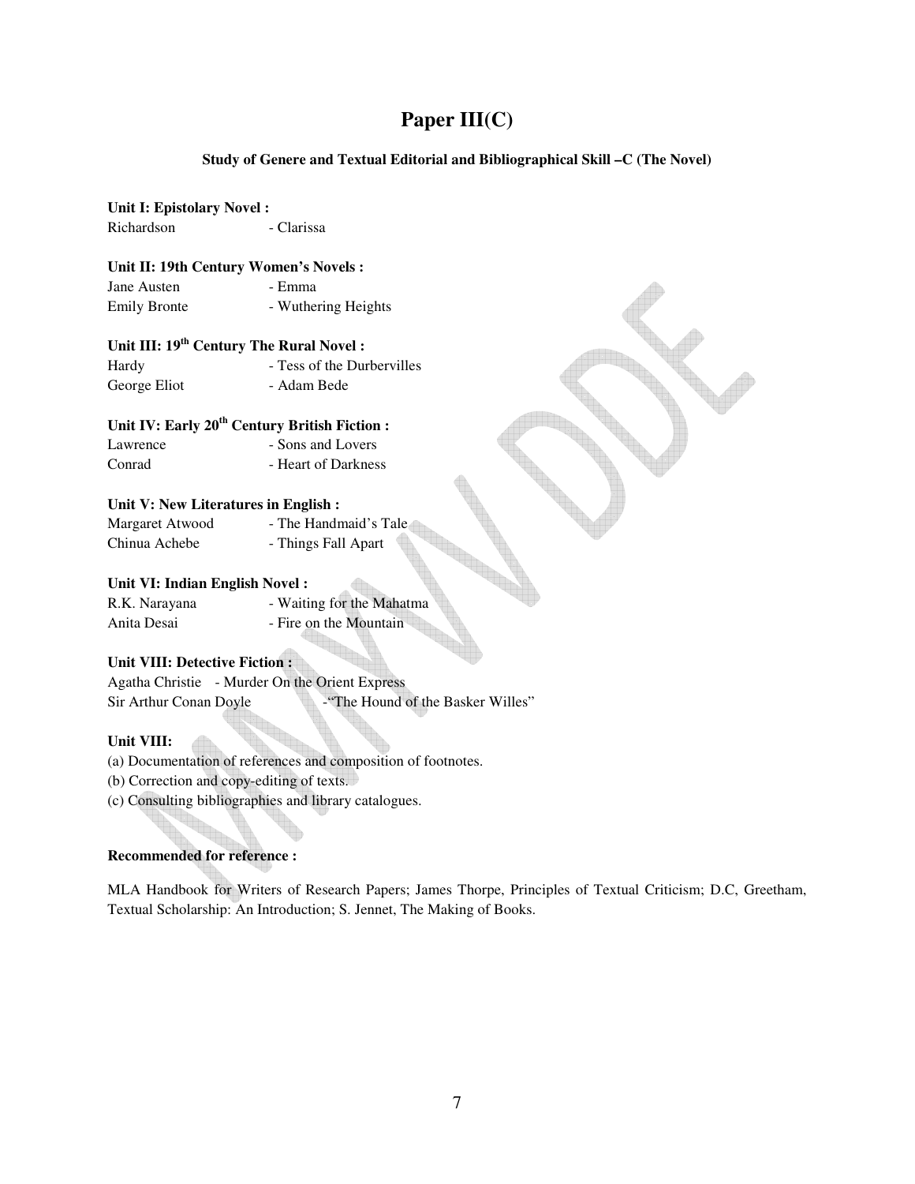# Paper III(C)

**Study of Genere and Textual Editorial and Bibliographical Skill –C (The Novel)**

**Unit I: Epistolary Novel :**

Richardson - Clarissa

**Unit II: 19th Century Women's Novels :**

Jane Austen - Emma

Emily Bronte - Wuthering Heights

**Unit III: 19th Century The Rural Novel :**

Hardy - Tess of the Durbervilles

George Eliot - Adam Bede

**Unit IV: Early 20th Century British Fiction :**

Lawrence - Sons and Lovers

Conrad - Heart of Darkness

**Unit V: New Literatures in English :**

Margaret Atwood - The Handmaid's Tale

Chinua Achebe - Things Fall Apart

**Unit VI: Indian English Novel :**

R.K. Narayana - Waiting for the Mahatma

Anita Desai - Fire on the Mountain

**Unit VIII: Detective Fiction :**

Agatha Christie - Murder On the Orient Express

Sir Arthur Conan Doyle -"The Hound of the Basker Willes"

**Unit VIII:**

(a) Documentation of references and composition of footnotes.

(b) Correction and copy-editing of texts.

(c) Consulting bibliographies and library catalogues.

**Recommended for reference :**

MLA Handbook for Writers of Research Papers; James Thorpe, Principles of Textual Criticism; D.C, Greetham, Textual Scholarship: An Introduction; S. Jennet, The Making of Books.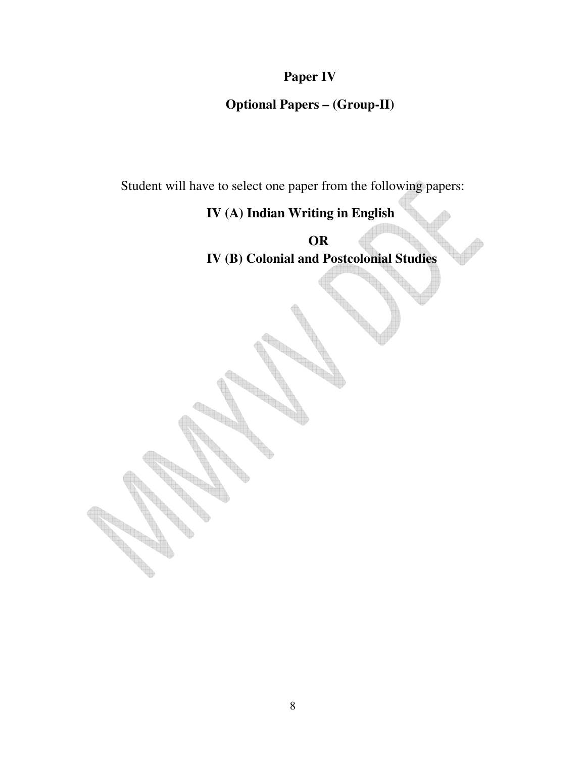# Paper IV

## Optional Papers – (Group-II)

Student will have to select one paper from the following papers:

**IV (A) Indian Writing in English**

**OR**

**IV (B) Colonial and Postcolonial Studies**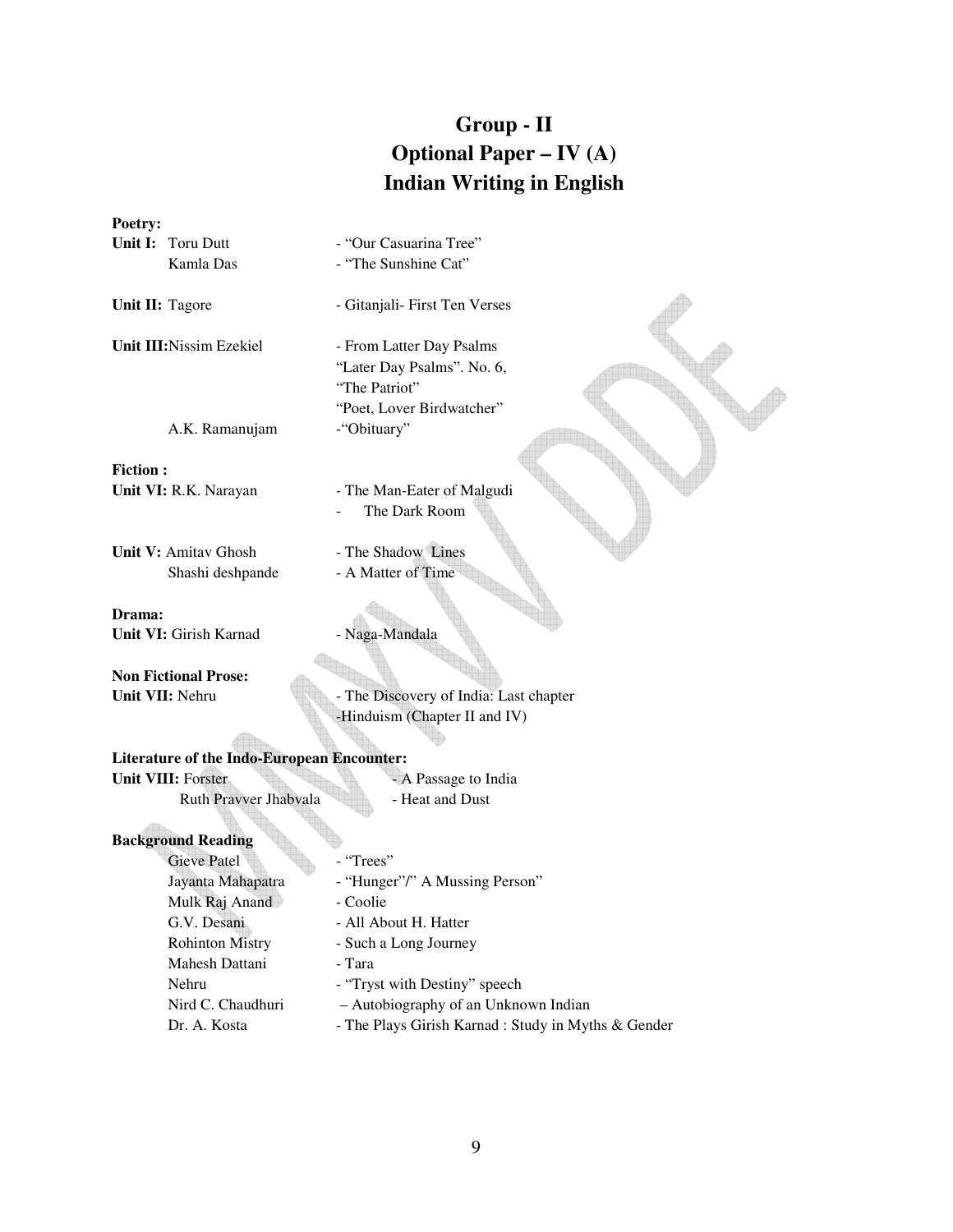# Group - II
# Optional Paper – IV (A)
# Indian Writing in English

**Poetry:**

| | |
|---|---|
| **Unit I:** Toru Dutt | - "Our Casuarina Tree" |
| Kamla Das | - "The Sunshine Cat" |
| **Unit II:** Tagore | - Gitanjali- First Ten Verses |
| **Unit III:**Nissim Ezekiel | - From Latter Day Psalms<br>"Later Day Psalms". No. 6,<br>"The Patriot"<br>"Poet, Lover Birdwatcher" |
| A.K. Ramanujam | -"Obituary" |

**Fiction :**

| | |
|---|---|
| **Unit VI:** R.K. Narayan | - The Man-Eater of Malgudi<br>- The Dark Room |
| **Unit V:** Amitav Ghosh | - The Shadow Lines |
| Shashi deshpande | - A Matter of Time |

**Drama:**

| | |
|---|---|
| **Unit VI:** Girish Karnad | - Naga-Mandala |

**Non Fictional Prose:**

| | |
|---|---|
| **Unit VII:** Nehru | - The Discovery of India: Last chapter<br>-Hinduism (Chapter II and IV) |

**Literature of the Indo-European Encounter:**

| | |
|---|---|
| **Unit VIII:** Forster | - A Passage to India |
| Ruth Pravver Jhabvala | - Heat and Dust |

**Background Reading**

| | |
|---|---|
| Gieve Patel | - "Trees" |
| Jayanta Mahapatra | - "Hunger"/" A Mussing Person" |
| Mulk Raj Anand | - Coolie |
| G.V. Desani | - All About H. Hatter |
| Rohinton Mistry | - Such a Long Journey |
| Mahesh Dattani | - Tara |
| Nehru | - "Tryst with Destiny" speech |
| Nird C. Chaudhuri | – Autobiography of an Unknown Indian |
| Dr. A. Kosta | - The Plays Girish Karnad : Study in Myths & Gender |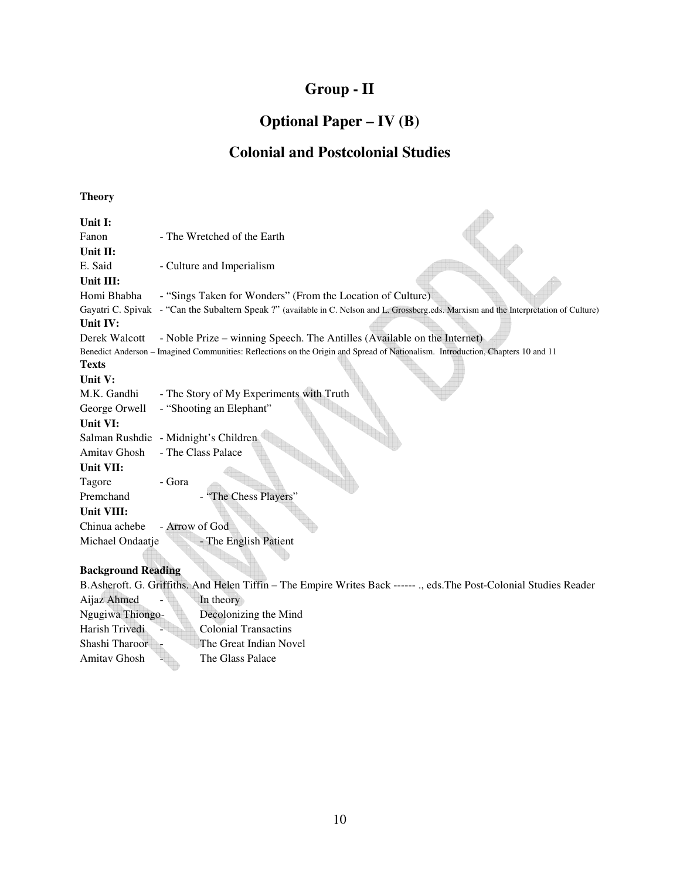# Group - II

## Optional Paper – IV (B)

## Colonial and Postcolonial Studies

**Theory**

**Unit I:**

Fanon - The Wretched of the Earth

**Unit II:**

E. Said - Culture and Imperialism

**Unit III:**

Homi Bhabha - "Sings Taken for Wonders" (From the Location of Culture)

Gayatri C. Spivak - "Can the Subaltern Speak ?" (available in C. Nelson and L. Grossberg.eds. Marxism and the Interpretation of Culture)

**Unit IV:**

Derek Walcott - Noble Prize – winning Speech. The Antilles (Available on the Internet)

Benedict Anderson – Imagined Communities: Reflections on the Origin and Spread of Nationalism. Introduction, Chapters 10 and 11

**Texts**

**Unit V:**

M.K. Gandhi - The Story of My Experiments with Truth

George Orwell - "Shooting an Elephant"

**Unit VI:**

Salman Rushdie - Midnight's Children

Amitav Ghosh - The Class Palace

**Unit VII:**

Tagore - Gora

Premchand - "The Chess Players"

**Unit VIII:**

Chinua achebe - Arrow of God

Michael Ondaatje - The English Patient

**Background Reading**

B.Asheroft. G. Griffiths. And Helen Tiffin – The Empire Writes Back ------ ., eds.The Post-Colonial Studies Reader

Aijaz Ahmed - In theory

Ngugiwa Thiongo- Decolonizing the Mind

Harish Trivedi - Colonial Transactins

Shashi Tharoor - The Great Indian Novel

Amitav Ghosh - The Glass Palace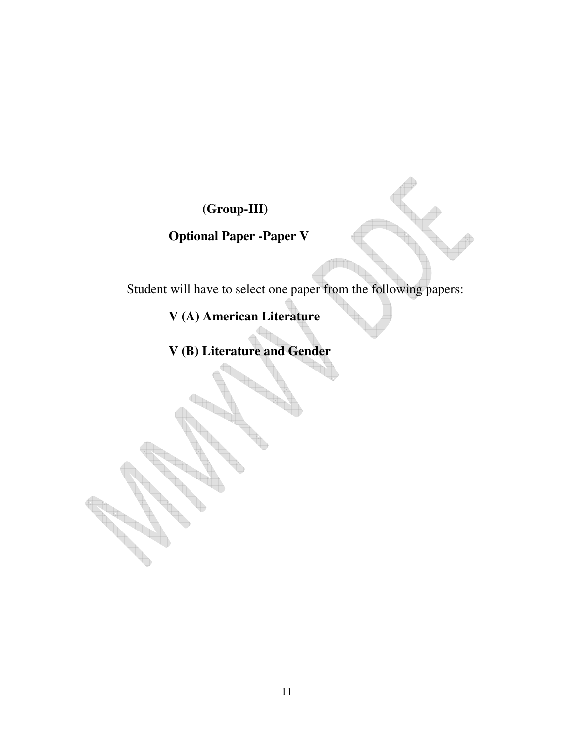**(Group-III)**

**Optional Paper -Paper V**

Student will have to select one paper from the following papers:

**V (A) American Literature**

**V (B) Literature and Gender**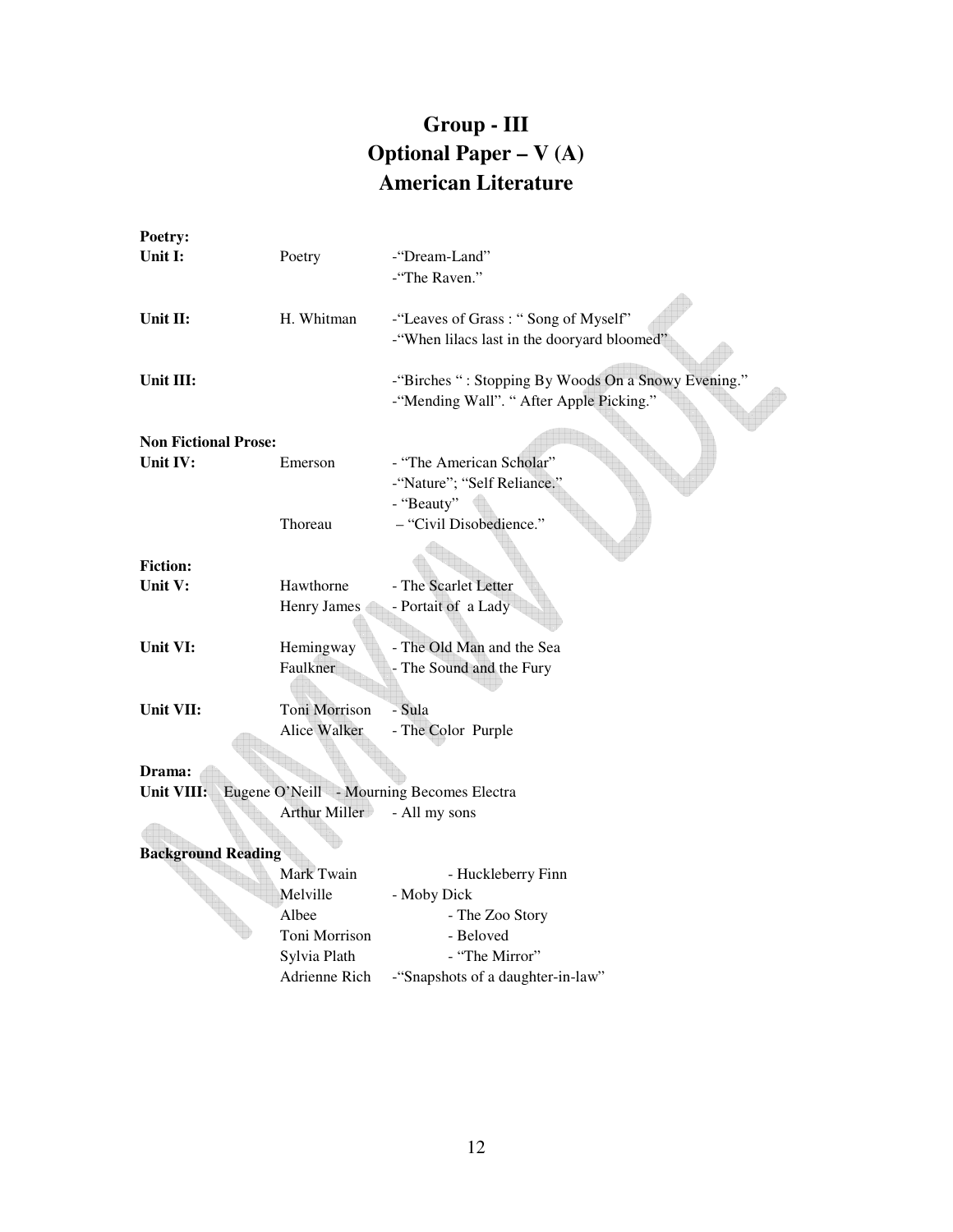# Group - III
# Optional Paper – V (A)
# American Literature

**Poetry:**

| | | |
|---|---|---|
| **Unit I:** | Poetry | -"Dream-Land"<br>-"The Raven." |
| **Unit II:** | H. Whitman | -"Leaves of Grass : " Song of Myself"<br>-"When lilacs last in the dooryard bloomed" |
| **Unit III:** | | -"Birches " : Stopping By Woods On a Snowy Evening."<br>-"Mending Wall". " After Apple Picking." |

**Non Fictional Prose:**

| | | |
|---|---|---|
| **Unit IV:** | Emerson | - "The American Scholar"<br>-"Nature"; "Self Reliance."<br>- "Beauty" |
| | Thoreau | – "Civil Disobedience." |

**Fiction:**

| | | |
|---|---|---|
| **Unit V:** | Hawthorne | - The Scarlet Letter |
| | Henry James | - Portait of a Lady |
| **Unit VI:** | Hemingway | - The Old Man and the Sea |
| | Faulkner | - The Sound and the Fury |
| **Unit VII:** | Toni Morrison | - Sula |
| | Alice Walker | - The Color Purple |

**Drama:**

| | | |
|---|---|---|
| **Unit VIII:** | Eugene O'Neill | - Mourning Becomes Electra |
| | Arthur Miller | - All my sons |

**Background Reading**

| | |
|---|---|
| Mark Twain | - Huckleberry Finn |
| Melville | - Moby Dick |
| Albee | - The Zoo Story |
| Toni Morrison | - Beloved |
| Sylvia Plath | - "The Mirror" |
| Adrienne Rich | -"Snapshots of a daughter-in-law" |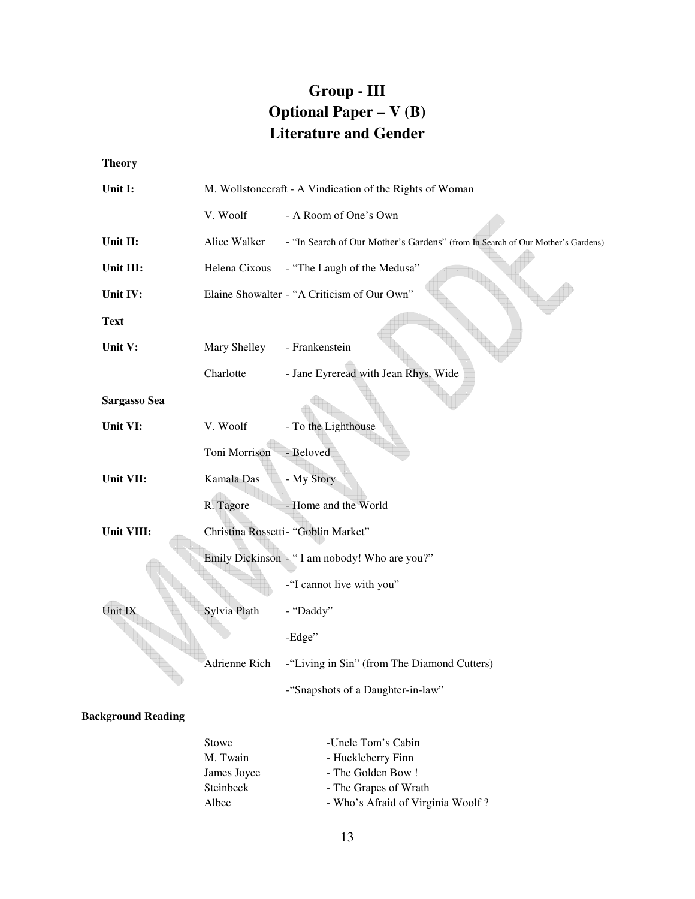# Group - III
# Optional Paper – V (B)
# Literature and Gender

**Theory**

| | | |
|---|---|---|
| **Unit I:** | M. Wollstonecraft - A Vindication of the Rights of Woman | |
| | V. Woolf | - A Room of One's Own |
| **Unit II:** | Alice Walker | - "In Search of Our Mother's Gardens" (from In Search of Our Mother's Gardens) |
| **Unit III:** | Helena Cixous | - "The Laugh of the Medusa" |
| **Unit IV:** | Elaine Showalter - "A Criticism of Our Own" | |

**Text**

| | | |
|---|---|---|
| **Unit V:** | Mary Shelley | - Frankenstein |
| | Charlotte | - Jane Eyreread with Jean Rhys. Wide |
| **Sargasso Sea** | | |
| **Unit VI:** | V. Woolf | - To the Lighthouse |
| | Toni Morrison | - Beloved |
| **Unit VII:** | Kamala Das | - My Story |
| | R. Tagore | - Home and the World |
| **Unit VIII:** | Christina Rossetti- "Goblin Market" | |
| | Emily Dickinson | - " I am nobody! Who are you?" |
| | | -"I cannot live with you" |
| Unit IX | Sylvia Plath | - "Daddy" |
| | | -Edge" |
| | Adrienne Rich | -"Living in Sin" (from The Diamond Cutters) |
| | | -"Snapshots of a Daughter-in-law" |

**Background Reading**

| | |
|---|---|
| Stowe | -Uncle Tom's Cabin |
| M. Twain | - Huckleberry Finn |
| James Joyce | - The Golden Bow ! |
| Steinbeck | - The Grapes of Wrath |
| Albee | - Who's Afraid of Virginia Woolf ? |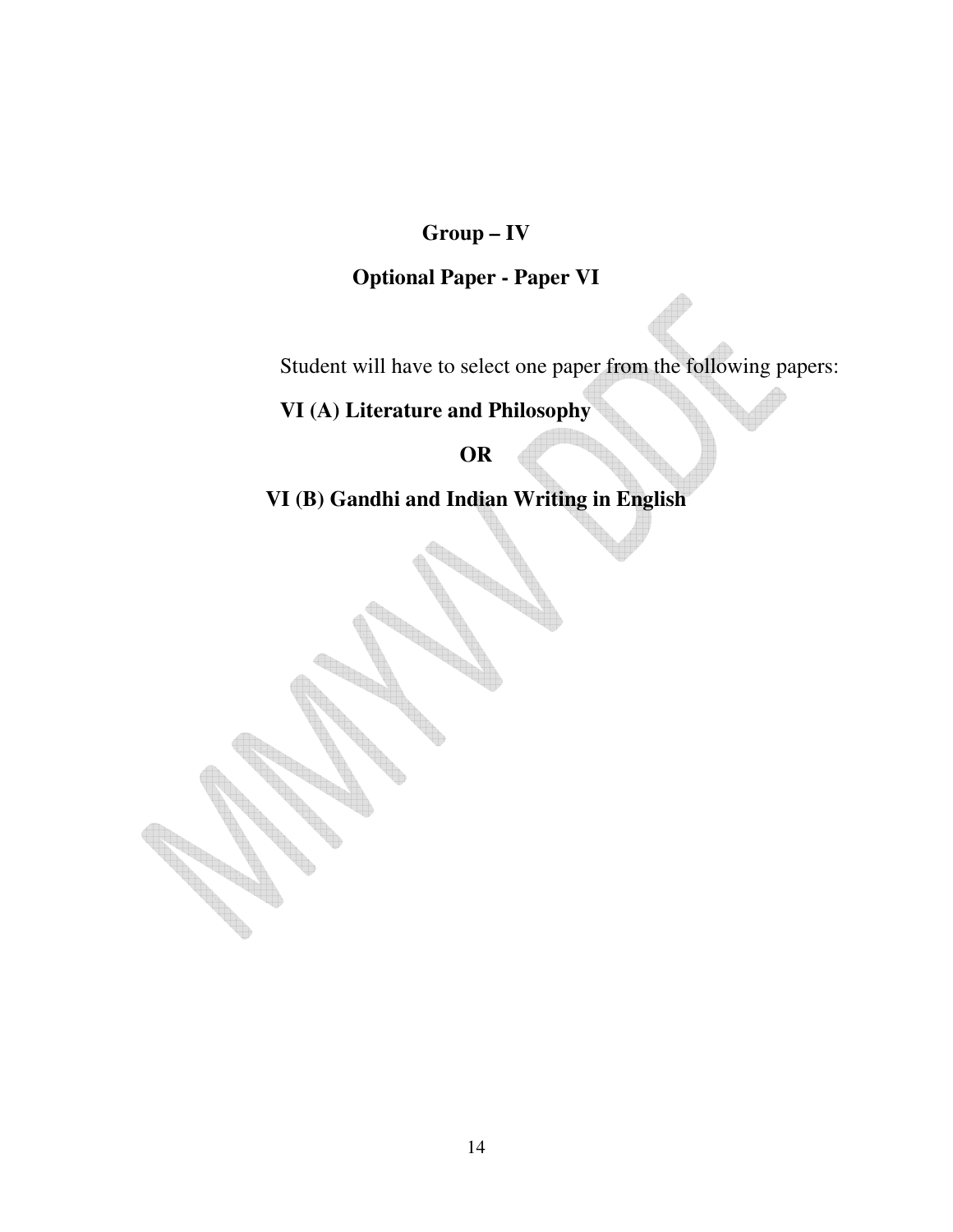## Group – IV

## Optional Paper - Paper VI

Student will have to select one paper from the following papers:

**VI (A) Literature and Philosophy**

**OR**

**VI (B) Gandhi and Indian Writing in English**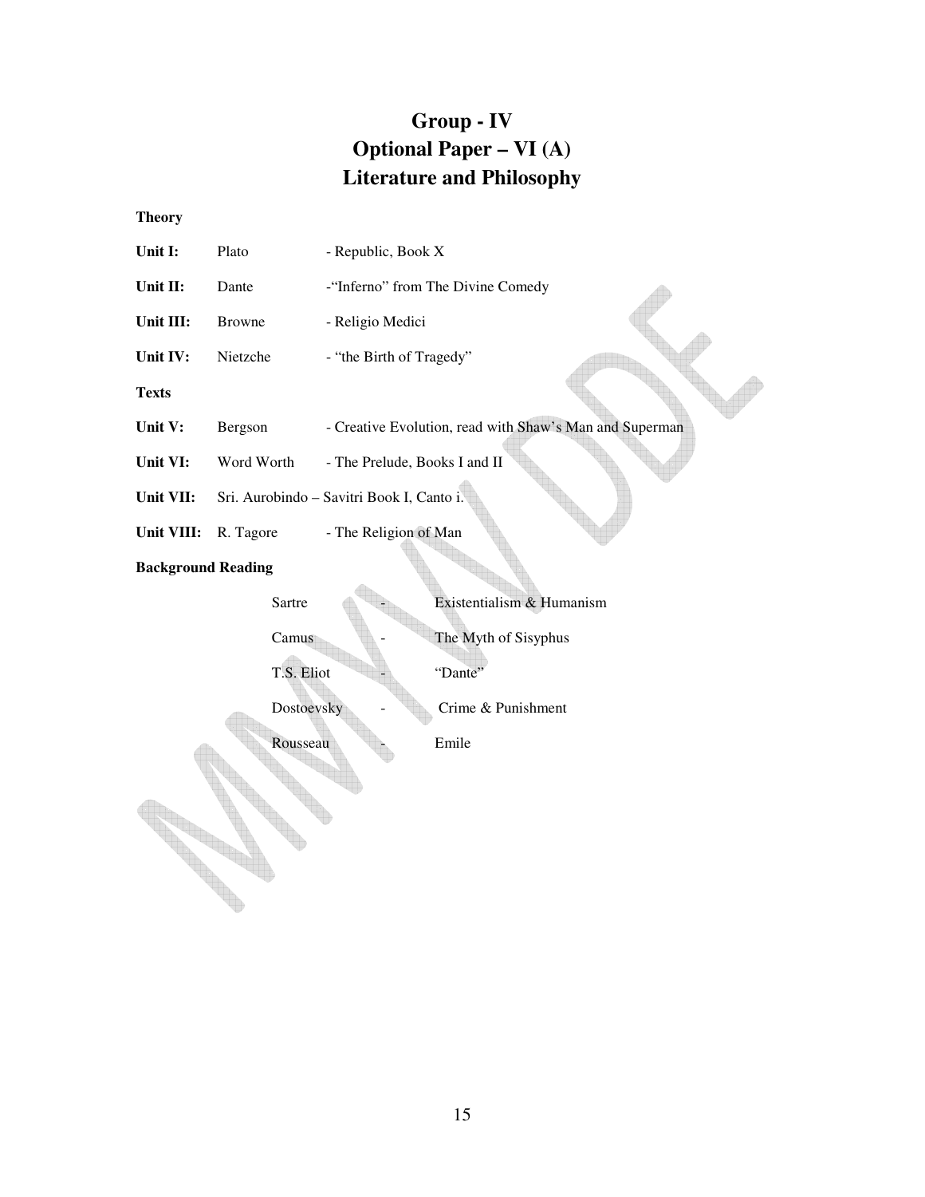# Group - IV
# Optional Paper – VI (A)
# Literature and Philosophy

**Theory**

| | | |
|---|---|---|
| **Unit I:** | Plato | - Republic, Book X |
| **Unit II:** | Dante | -"Inferno" from The Divine Comedy |
| **Unit III:** | Browne | - Religio Medici |
| **Unit IV:** | Nietzche | - "the Birth of Tragedy" |

**Texts**

| | | |
|---|---|---|
| **Unit V:** | Bergson | - Creative Evolution, read with Shaw's Man and Superman |
| **Unit VI:** | Word Worth | - The Prelude, Books I and II |
| **Unit VII:** | Sri. Aurobindo – Savitri Book I, Canto i. | |
| **Unit VIII:** | R. Tagore | - The Religion of Man |

**Background Reading**

| | | |
|---|---|---|
| Sartre | - | Existentialism & Humanism |
| Camus | - | The Myth of Sisyphus |
| T.S. Eliot | - | "Dante" |
| Dostoevsky | - | Crime & Punishment |
| Rousseau | - | Emile |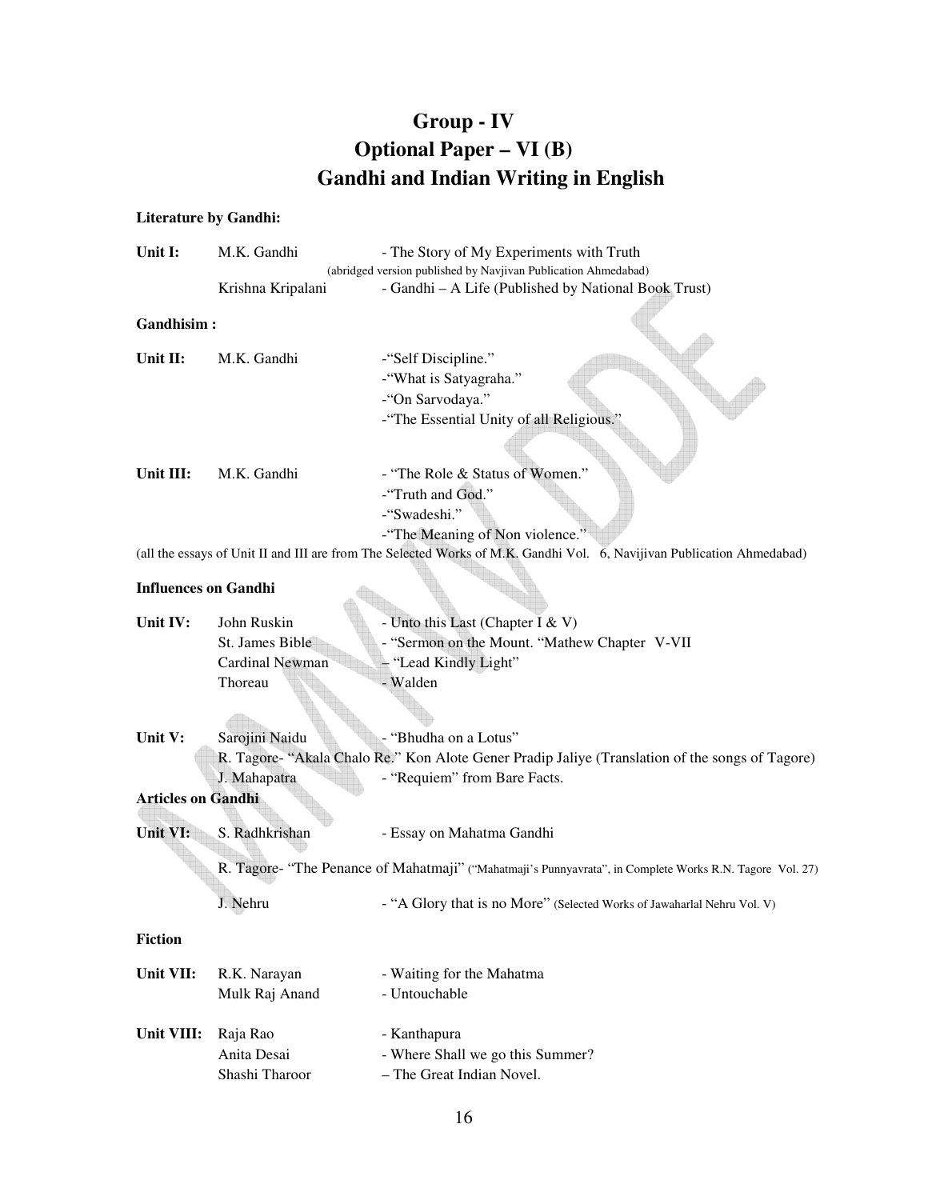# Group - IV
## Optional Paper – VI (B)
## Gandhi and Indian Writing in English

**Literature by Gandhi:**

| | | |
|---|---|---|
| **Unit I:** | M.K. Gandhi | - The Story of My Experiments with Truth (abridged version published by Navjivan Publication Ahmedabad) |
| | Krishna Kripalani | - Gandhi – A Life (Published by National Book Trust) |

**Gandhisim :**

| | | |
|---|---|---|
| **Unit II:** | M.K. Gandhi | -"Self Discipline." |
| | | -"What is Satyagraha." |
| | | -"On Sarvodaya." |
| | | -"The Essential Unity of all Religious." |
| **Unit III:** | M.K. Gandhi | - "The Role & Status of Women." |
| | | -"Truth and God." |
| | | -"Swadeshi." |
| | | -"The Meaning of Non violence." |

(all the essays of Unit II and III are from The Selected Works of M.K. Gandhi Vol. 6, Navijivan Publication Ahmedabad)

**Influences on Gandhi**

| | | |
|---|---|---|
| **Unit IV:** | John Ruskin | - Unto this Last (Chapter I & V) |
| | St. James Bible | - "Sermon on the Mount. "Mathew Chapter V-VII |
| | Cardinal Newman | – "Lead Kindly Light" |
| | Thoreau | - Walden |
| **Unit V:** | Sarojini Naidu | - "Bhudha on a Lotus" |
| | R. Tagore- "Akala Chalo Re." Kon Alote Gener Pradip Jaliye (Translation of the songs of Tagore) | |
| | J. Mahapatra | - "Requiem" from Bare Facts. |

**Articles on Gandhi**

| | | |
|---|---|---|
| **Unit VI:** | S. Radhkrishan | - Essay on Mahatma Gandhi |
| | R. Tagore- "The Penance of Mahatmaji" ("Mahatmaji's Punnyavrata", in Complete Works R.N. Tagore Vol. 27) | |
| | J. Nehru | - "A Glory that is no More" (Selected Works of Jawaharlal Nehru Vol. V) |

**Fiction**

| | | |
|---|---|---|
| **Unit VII:** | R.K. Narayan | - Waiting for the Mahatma |
| | Mulk Raj Anand | - Untouchable |
| **Unit VIII:** | Raja Rao | - Kanthapura |
| | Anita Desai | - Where Shall we go this Summer? |
| | Shashi Tharoor | – The Great Indian Novel. |